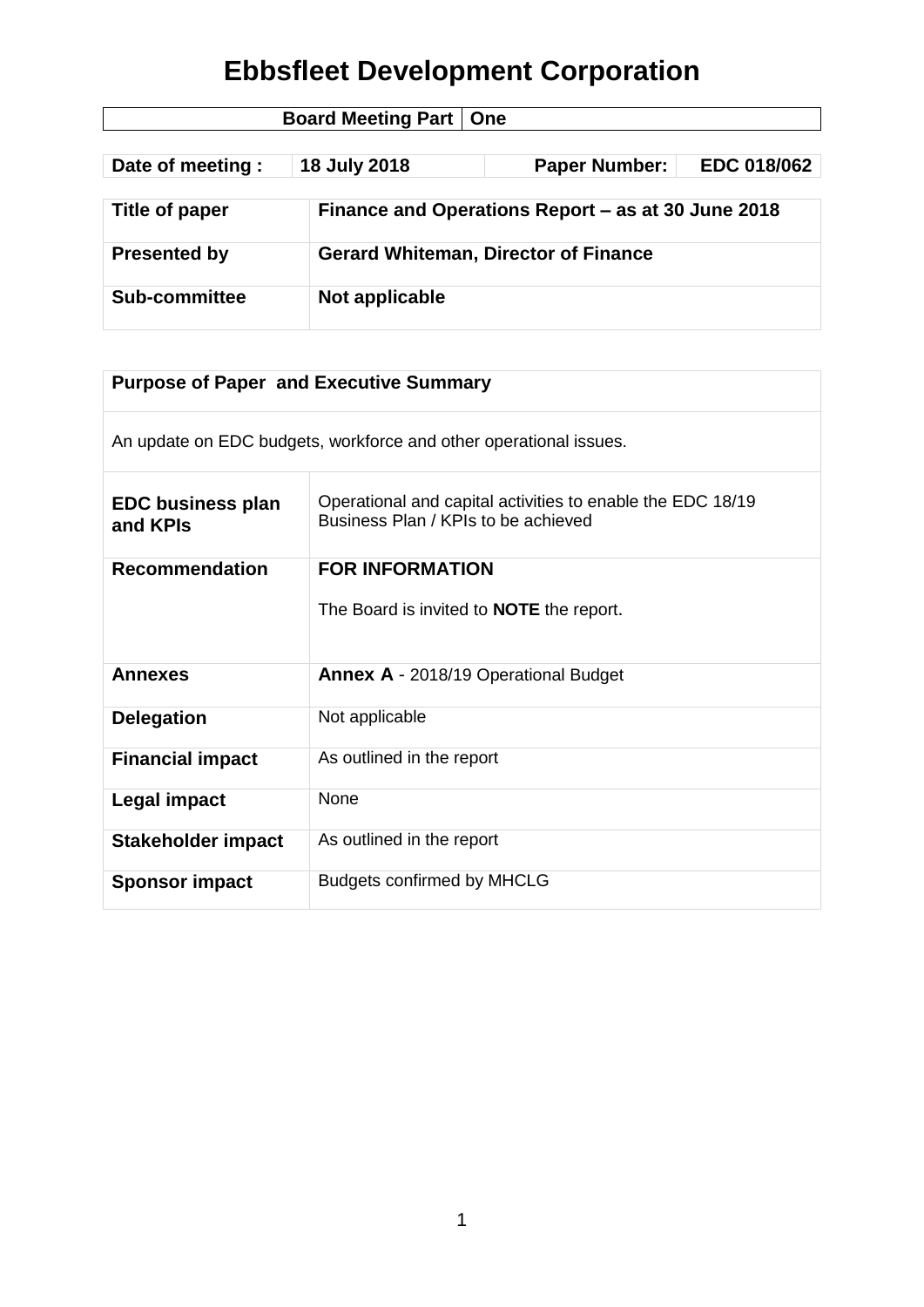# Ebbsfleet Development Corporation

| Board Meeting Part | One |
|---|---|

| Date of meeting : | 18 July 2018 | Paper Number: | EDC 018/062 |
|---|---|---|---|

| Title of paper | Finance and Operations Report – as at 30 June 2018 |
|---|---|
| Presented by | Gerard Whiteman, Director of Finance |
| Sub-committee | Not applicable |

| Purpose of Paper and Executive Summary | |
|---|---|
| An update on EDC budgets, workforce and other operational issues. | |
| **EDC business plan and KPIs** | Operational and capital activities to enable the EDC 18/19 Business Plan / KPIs to be achieved |
| **Recommendation** | **FOR INFORMATION**<br><br>The Board is invited to **NOTE** the report. |
| **Annexes** | **Annex A** - 2018/19 Operational Budget |
| **Delegation** | Not applicable |
| **Financial impact** | As outlined in the report |
| **Legal impact** | None |
| **Stakeholder impact** | As outlined in the report |
| **Sponsor impact** | Budgets confirmed by MHCLG |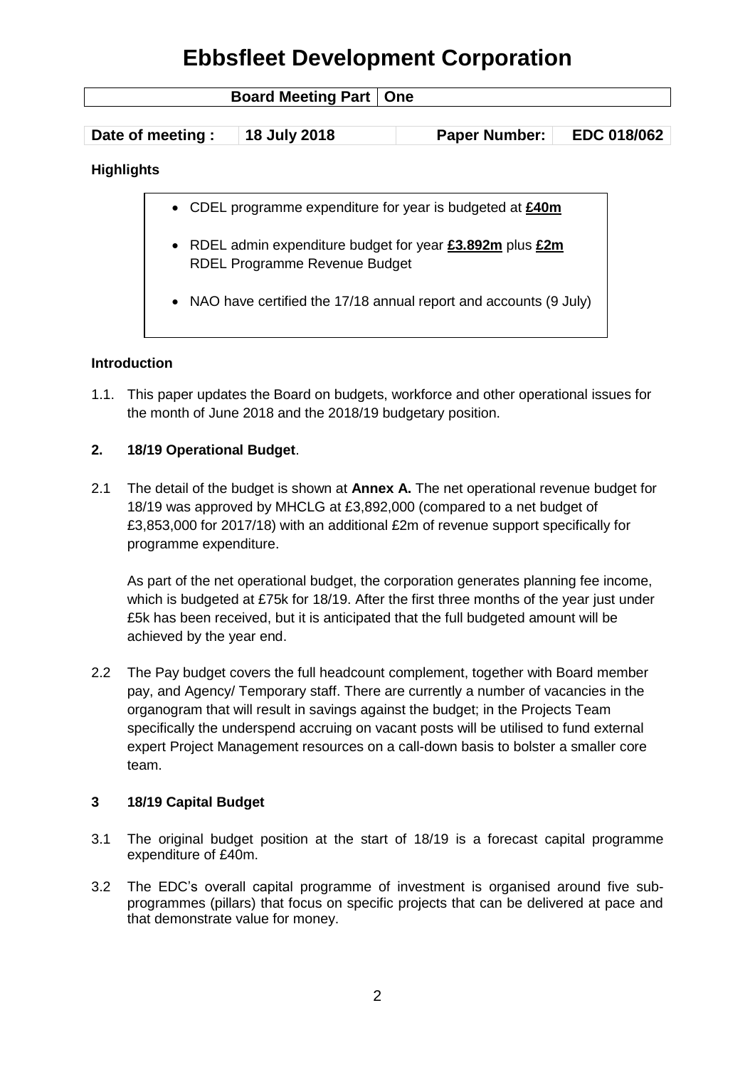# Ebbsfleet Development Corporation

| Board Meeting Part | One |
|---|---|

| Date of meeting : | 18 July 2018 | Paper Number: | EDC 018/062 |
|---|---|---|---|

**Highlights**

- CDEL programme expenditure for year is budgeted at **£40m**
- RDEL admin expenditure budget for year **£3.892m** plus **£2m** RDEL Programme Revenue Budget
- NAO have certified the 17/18 annual report and accounts (9 July)

**Introduction**

1.1. This paper updates the Board on budgets, workforce and other operational issues for the month of June 2018 and the 2018/19 budgetary position.

**2. 18/19 Operational Budget**.

2.1 The detail of the budget is shown at **Annex A.** The net operational revenue budget for 18/19 was approved by MHCLG at £3,892,000 (compared to a net budget of £3,853,000 for 2017/18) with an additional £2m of revenue support specifically for programme expenditure.

As part of the net operational budget, the corporation generates planning fee income, which is budgeted at £75k for 18/19. After the first three months of the year just under £5k has been received, but it is anticipated that the full budgeted amount will be achieved by the year end.

2.2 The Pay budget covers the full headcount complement, together with Board member pay, and Agency/ Temporary staff. There are currently a number of vacancies in the organogram that will result in savings against the budget; in the Projects Team specifically the underspend accruing on vacant posts will be utilised to fund external expert Project Management resources on a call-down basis to bolster a smaller core team.

**3 18/19 Capital Budget**

3.1 The original budget position at the start of 18/19 is a forecast capital programme expenditure of £40m.

3.2 The EDC's overall capital programme of investment is organised around five sub-programmes (pillars) that focus on specific projects that can be delivered at pace and that demonstrate value for money.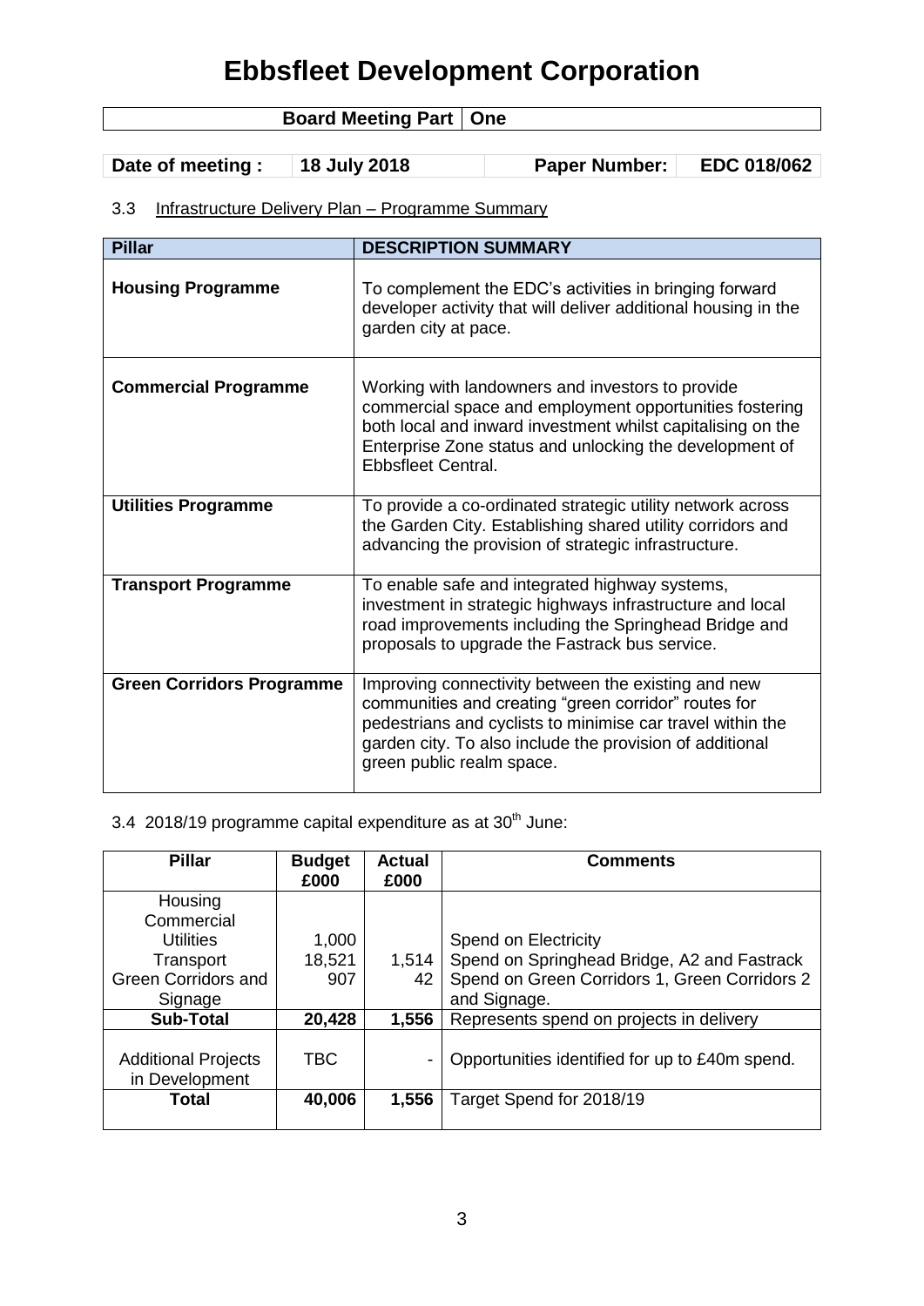# Ebbsfleet Development Corporation

| Board Meeting Part | One |
|---|---|

| Date of meeting : | 18 July 2018 | Paper Number: | EDC 018/062 |
|---|---|---|---|

3.3 Infrastructure Delivery Plan – Programme Summary

| Pillar | DESCRIPTION SUMMARY |
|---|---|
| **Housing Programme** | To complement the EDC's activities in bringing forward developer activity that will deliver additional housing in the garden city at pace. |
| **Commercial Programme** | Working with landowners and investors to provide commercial space and employment opportunities fostering both local and inward investment whilst capitalising on the Enterprise Zone status and unlocking the development of Ebbsfleet Central. |
| **Utilities Programme** | To provide a co-ordinated strategic utility network across the Garden City. Establishing shared utility corridors and advancing the provision of strategic infrastructure. |
| **Transport Programme** | To enable safe and integrated highway systems, investment in strategic highways infrastructure and local road improvements including the Springhead Bridge and proposals to upgrade the Fastrack bus service. |
| **Green Corridors Programme** | Improving connectivity between the existing and new communities and creating "green corridor" routes for pedestrians and cyclists to minimise car travel within the garden city. To also include the provision of additional green public realm space. |

3.4 2018/19 programme capital expenditure as at 30th June:

| Pillar | Budget £000 | Actual £000 | Comments |
|---|---|---|---|
| Housing | | | |
| Commercial | | | |
| Utilities | 1,000 | | Spend on Electricity |
| Transport | 18,521 | 1,514 | Spend on Springhead Bridge, A2 and Fastrack |
| Green Corridors and Signage | 907 | 42 | Spend on Green Corridors 1, Green Corridors 2 and Signage. |
| **Sub-Total** | **20,428** | **1,556** | Represents spend on projects in delivery |
| Additional Projects in Development | TBC | - | Opportunities identified for up to £40m spend. |
| **Total** | **40,006** | **1,556** | Target Spend for 2018/19 |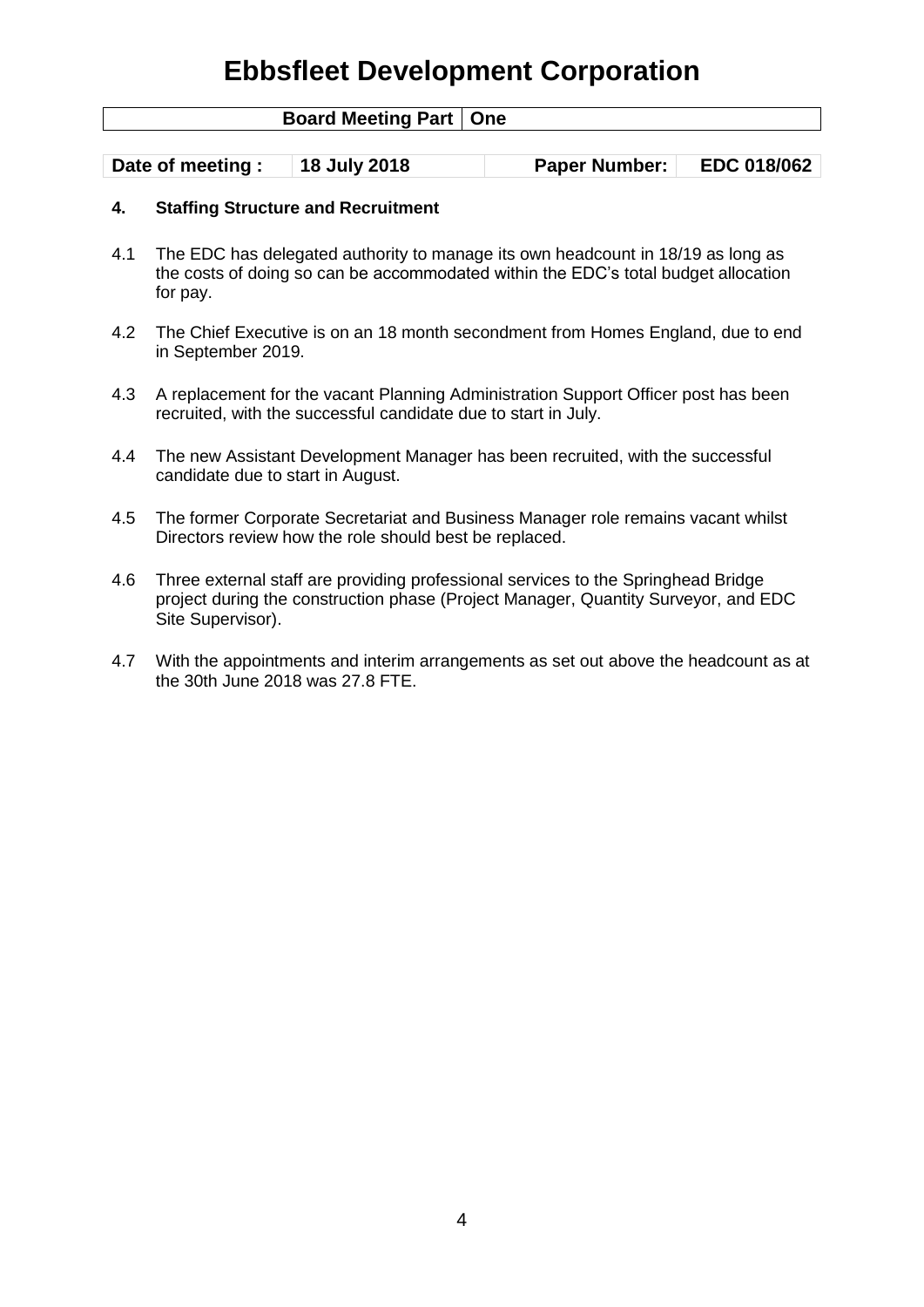# Ebbsfleet Development Corporation

| | |
|---|---|
| **Board Meeting Part** | **One** |

| | | | |
|---|---|---|---|
| **Date of meeting :** | **18 July 2018** | **Paper Number:** | **EDC 018/062** |

**4. Staffing Structure and Recruitment**

4.1 The EDC has delegated authority to manage its own headcount in 18/19 as long as the costs of doing so can be accommodated within the EDC's total budget allocation for pay.

4.2 The Chief Executive is on an 18 month secondment from Homes England, due to end in September 2019.

4.3 A replacement for the vacant Planning Administration Support Officer post has been recruited, with the successful candidate due to start in July.

4.4 The new Assistant Development Manager has been recruited, with the successful candidate due to start in August.

4.5 The former Corporate Secretariat and Business Manager role remains vacant whilst Directors review how the role should best be replaced.

4.6 Three external staff are providing professional services to the Springhead Bridge project during the construction phase (Project Manager, Quantity Surveyor, and EDC Site Supervisor).

4.7 With the appointments and interim arrangements as set out above the headcount as at the 30th June 2018 was 27.8 FTE.